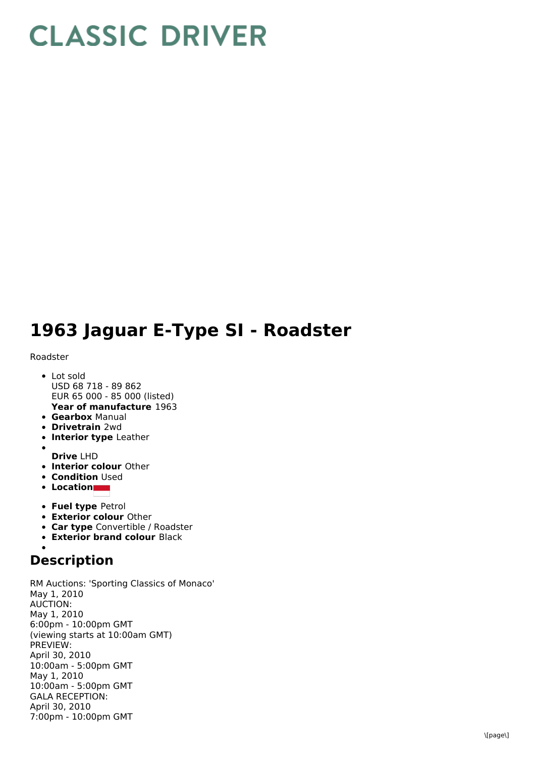# CLASSIC DRIVER

# 1963 Jaguar E-Type SI - Roadster

Roadster

- Lot sold
  USD 68 718 - 89 862
  EUR 65 000 - 85 000 (listed)
  **Year of manufacture** 1963
- **Gearbox** Manual
- **Drivetrain** 2wd
- **Interior type** Leather
- 
  **Drive** LHD
- **Interior colour** Other
- **Condition** Used
- **Location**
- **Fuel type** Petrol
- **Exterior colour** Other
- **Car type** Convertible / Roadster
- **Exterior brand colour** Black
- 

## Description

RM Auctions: 'Sporting Classics of Monaco'
May 1, 2010
AUCTION:
May 1, 2010
6:00pm - 10:00pm GMT
(viewing starts at 10:00am GMT)
PREVIEW:
April 30, 2010
10:00am - 5:00pm GMT
May 1, 2010
10:00am - 5:00pm GMT
GALA RECEPTION:
April 30, 2010
7:00pm - 10:00pm GMT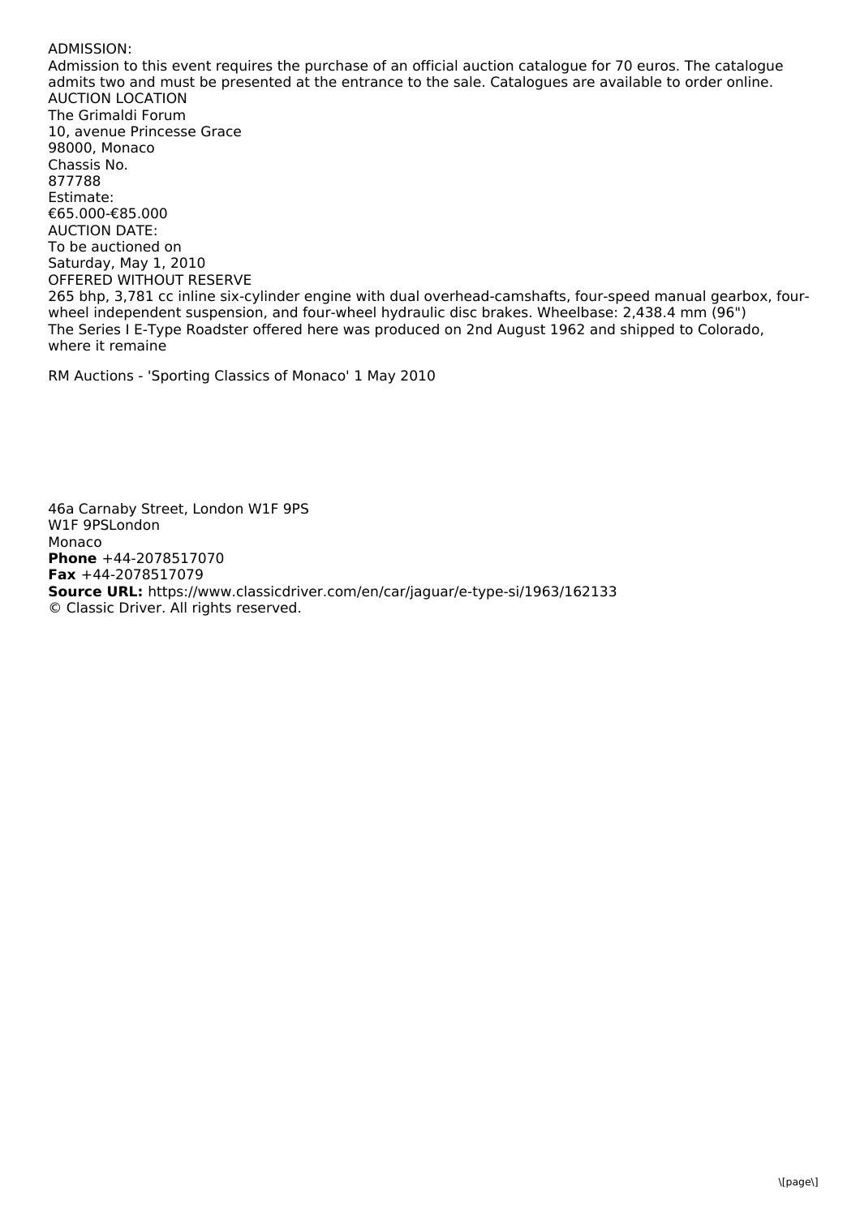ADMISSION:
Admission to this event requires the purchase of an official auction catalogue for 70 euros. The catalogue admits two and must be presented at the entrance to the sale. Catalogues are available to order online.
AUCTION LOCATION
The Grimaldi Forum
10, avenue Princesse Grace
98000, Monaco
Chassis No.
877788
Estimate:
€65.000-€85.000
AUCTION DATE:
To be auctioned on
Saturday, May 1, 2010
OFFERED WITHOUT RESERVE
265 bhp, 3,781 cc inline six-cylinder engine with dual overhead-camshafts, four-speed manual gearbox, four-wheel independent suspension, and four-wheel hydraulic disc brakes. Wheelbase: 2,438.4 mm (96")
The Series I E-Type Roadster offered here was produced on 2nd August 1962 and shipped to Colorado, where it remaine

RM Auctions - 'Sporting Classics of Monaco' 1 May 2010

46a Carnaby Street, London W1F 9PS
W1F 9PSLondon
Monaco
**Phone** +44-2078517070
**Fax** +44-2078517079
**Source URL:** https://www.classicdriver.com/en/car/jaguar/e-type-si/1963/162133
© Classic Driver. All rights reserved.